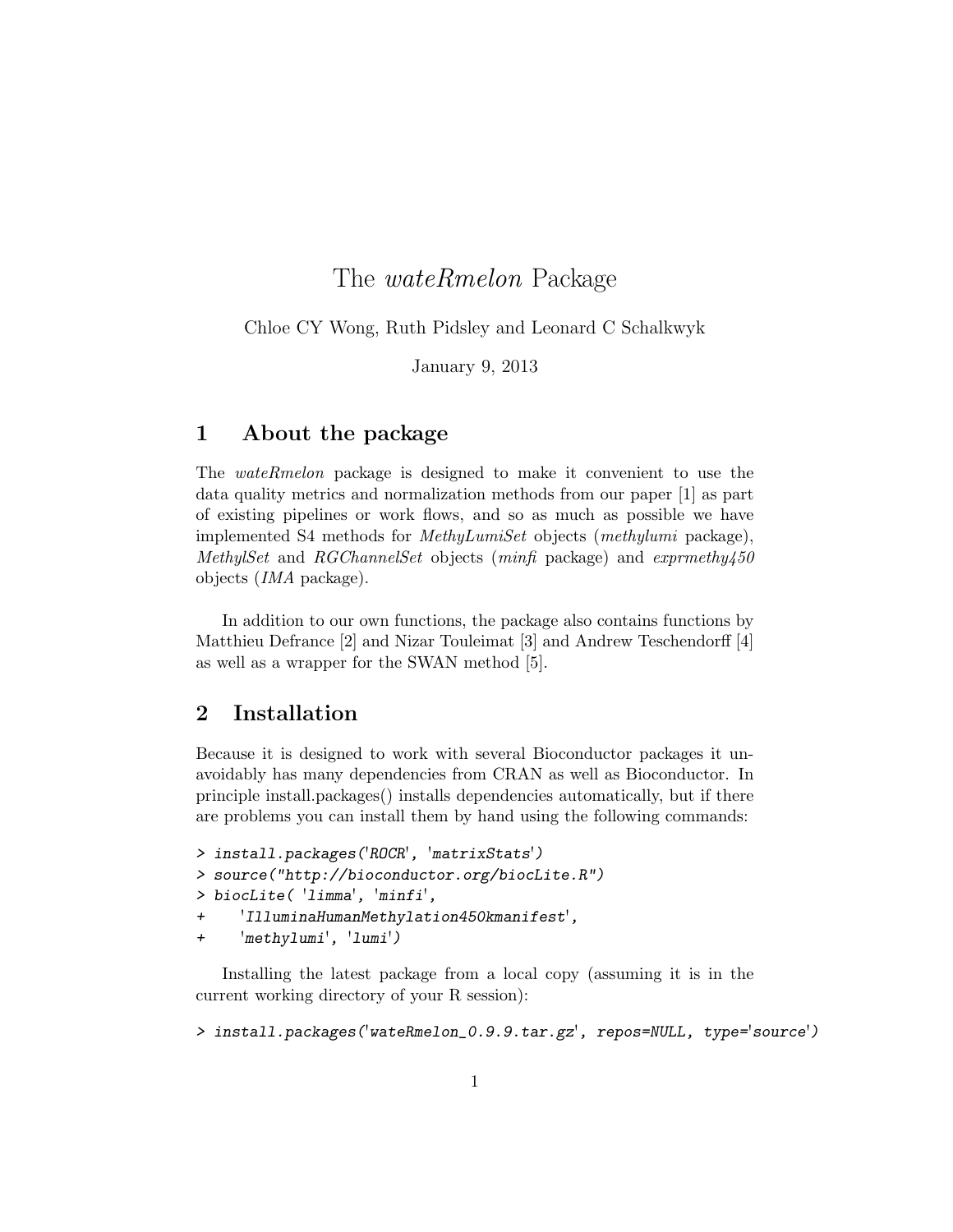# The *wateRmelon* Package

Chloe CY Wong, Ruth Pidsley and Leonard C Schalkwyk

January 9, 2013

## 1 About the package

The *wateRmelon* package is designed to make it convenient to use the data quality metrics and normalization methods from our paper [1] as part of existing pipelines or work flows, and so as much as possible we have implemented S4 methods for *MethyLumiSet* objects (*methylumi* package), *MethylSet* and *RGChannelSet* objects (*minfi* package) and *exprmethy450* objects (*IMA* package).

In addition to our own functions, the package also contains functions by Matthieu Defrance [2] and Nizar Touleimat [3] and Andrew Teschendorff [4] as well as a wrapper for the SWAN method [5].

## 2 Installation

Because it is designed to work with several Bioconductor packages it unavoidably has many dependencies from CRAN as well as Bioconductor. In principle install.packages() installs dependencies automatically, but if there are problems you can install them by hand using the following commands:

```
> install.packages('ROCR', 'matrixStats')
> source("http://bioconductor.org/biocLite.R")
> biocLite( 'limma', 'minfi',
+    'IlluminaHumanMethylation450kmanifest',
+    'methylumi', 'lumi')
```

Installing the latest package from a local copy (assuming it is in the current working directory of your R session):

```
> install.packages('wateRmelon_0.9.9.tar.gz', repos=NULL, type='source')
```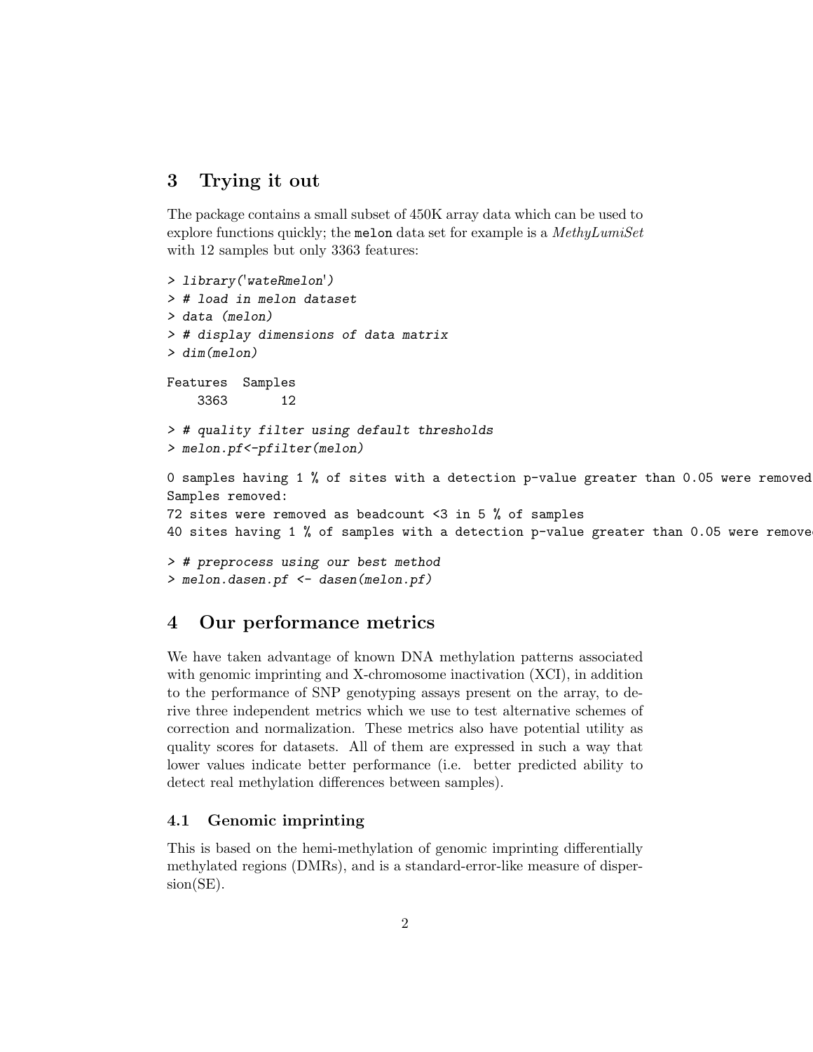## 3 Trying it out

The package contains a small subset of 450K array data which can be used to explore functions quickly; the `melon` data set for example is a *MethyLumiSet* with 12 samples but only 3363 features:

```
> library('wateRmelon')
> # load in melon dataset
> data (melon)
> # display dimensions of data matrix
> dim(melon)

Features  Samples
    3363       12

> # quality filter using default thresholds
> melon.pf<-pfilter(melon)

0 samples having 1 % of sites with a detection p-value greater than 0.05 were removed
Samples removed:
72 sites were removed as beadcount <3 in 5 % of samples
40 sites having 1 % of samples with a detection p-value greater than 0.05 were removed

> # preprocess using our best method
> melon.dasen.pf <- dasen(melon.pf)
```

## 4 Our performance metrics

We have taken advantage of known DNA methylation patterns associated with genomic imprinting and X-chromosome inactivation (XCI), in addition to the performance of SNP genotyping assays present on the array, to derive three independent metrics which we use to test alternative schemes of correction and normalization. These metrics also have potential utility as quality scores for datasets. All of them are expressed in such a way that lower values indicate better performance (i.e. better predicted ability to detect real methylation differences between samples).

### 4.1 Genomic imprinting

This is based on the hemi-methylation of genomic imprinting differentially methylated regions (DMRs), and is a standard-error-like measure of dispersion(SE).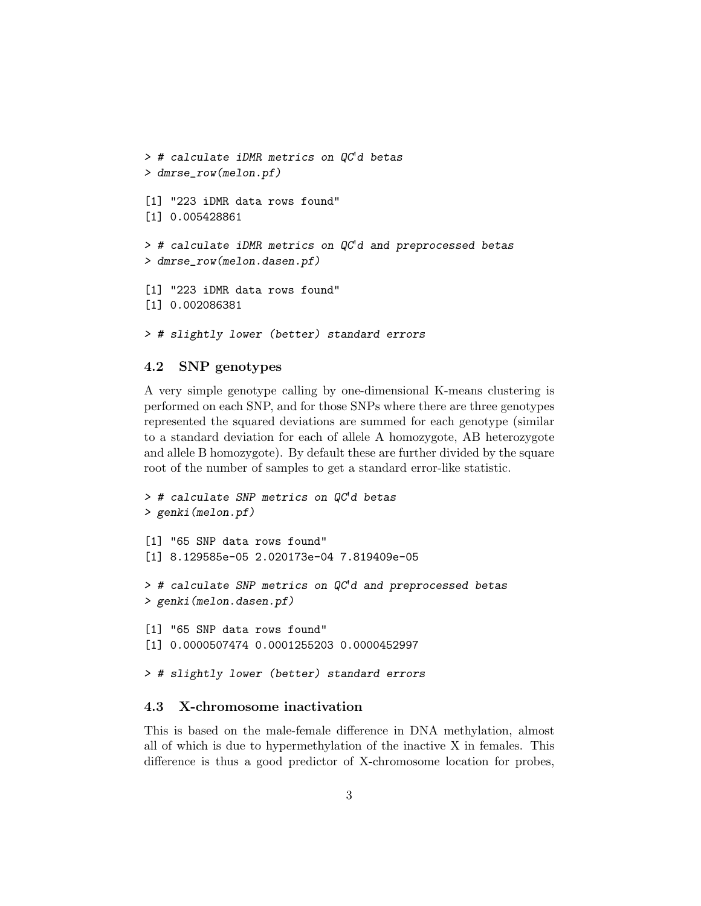```
> # calculate iDMR metrics on QC'd betas
> dmrse_row(melon.pf)

[1] "223 iDMR data rows found"
[1] 0.005428861

> # calculate iDMR metrics on QC'd and preprocessed betas
> dmrse_row(melon.dasen.pf)

[1] "223 iDMR data rows found"
[1] 0.002086381

> # slightly lower (better) standard errors
```

### 4.2 SNP genotypes

A very simple genotype calling by one-dimensional K-means clustering is performed on each SNP, and for those SNPs where there are three genotypes represented the squared deviations are summed for each genotype (similar to a standard deviation for each of allele A homozygote, AB heterozygote and allele B homozygote). By default these are further divided by the square root of the number of samples to get a standard error-like statistic.

```
> # calculate SNP metrics on QC'd betas
> genki(melon.pf)

[1] "65 SNP data rows found"
[1] 8.129585e-05 2.020173e-04 7.819409e-05

> # calculate SNP metrics on QC'd and preprocessed betas
> genki(melon.dasen.pf)

[1] "65 SNP data rows found"
[1] 0.0000507474 0.0001255203 0.0000452997

> # slightly lower (better) standard errors
```

### 4.3 X-chromosome inactivation

This is based on the male-female difference in DNA methylation, almost all of which is due to hypermethylation of the inactive X in females. This difference is thus a good predictor of X-chromosome location for probes,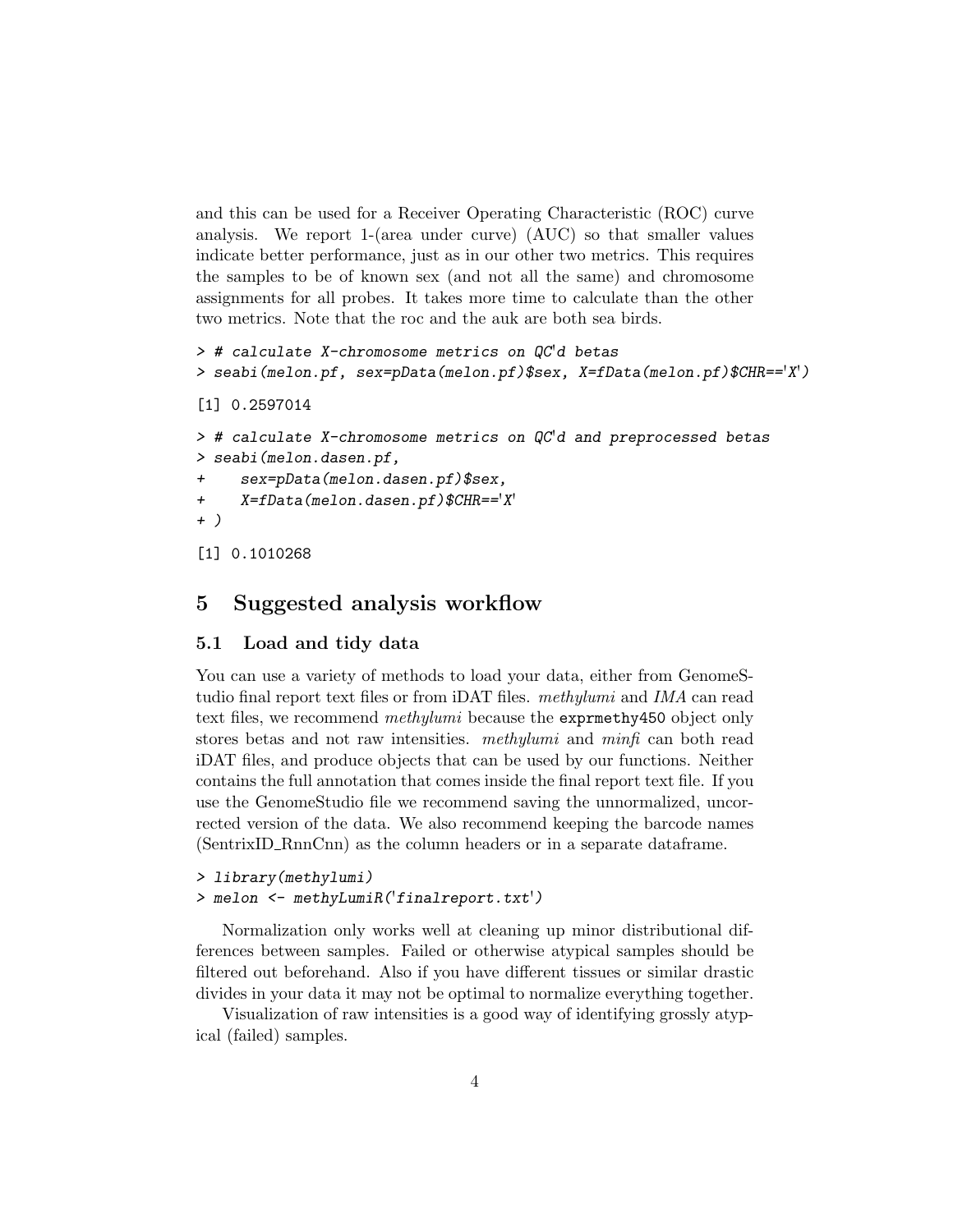and this can be used for a Receiver Operating Characteristic (ROC) curve analysis. We report 1-(area under curve) (AUC) so that smaller values indicate better performance, just as in our other two metrics. This requires the samples to be of known sex (and not all the same) and chromosome assignments for all probes. It takes more time to calculate than the other two metrics. Note that the roc and the auk are both sea birds.

```
> # calculate X-chromosome metrics on QC'd betas
> seabi(melon.pf, sex=pData(melon.pf)$sex, X=fData(melon.pf)$CHR=='X')

[1] 0.2597014

> # calculate X-chromosome metrics on QC'd and preprocessed betas
> seabi(melon.dasen.pf,
+     sex=pData(melon.dasen.pf)$sex,
+     X=fData(melon.dasen.pf)$CHR=='X'
+ )

[1] 0.1010268
```

## 5 Suggested analysis workflow

### 5.1 Load and tidy data

You can use a variety of methods to load your data, either from GenomeStudio final report text files or from iDAT files. *methylumi* and *IMA* can read text files, we recommend *methylumi* because the `exprmethy450` object only stores betas and not raw intensities. *methylumi* and *minfi* can both read iDAT files, and produce objects that can be used by our functions. Neither contains the full annotation that comes inside the final report text file. If you use the GenomeStudio file we recommend saving the unnormalized, uncorrected version of the data. We also recommend keeping the barcode names (SentrixID_RnnCnn) as the column headers or in a separate dataframe.

```
> library(methylumi)
> melon <- methyLumiR('finalreport.txt')
```

Normalization only works well at cleaning up minor distributional differences between samples. Failed or otherwise atypical samples should be filtered out beforehand. Also if you have different tissues or similar drastic divides in your data it may not be optimal to normalize everything together.

Visualization of raw intensities is a good way of identifying grossly atypical (failed) samples.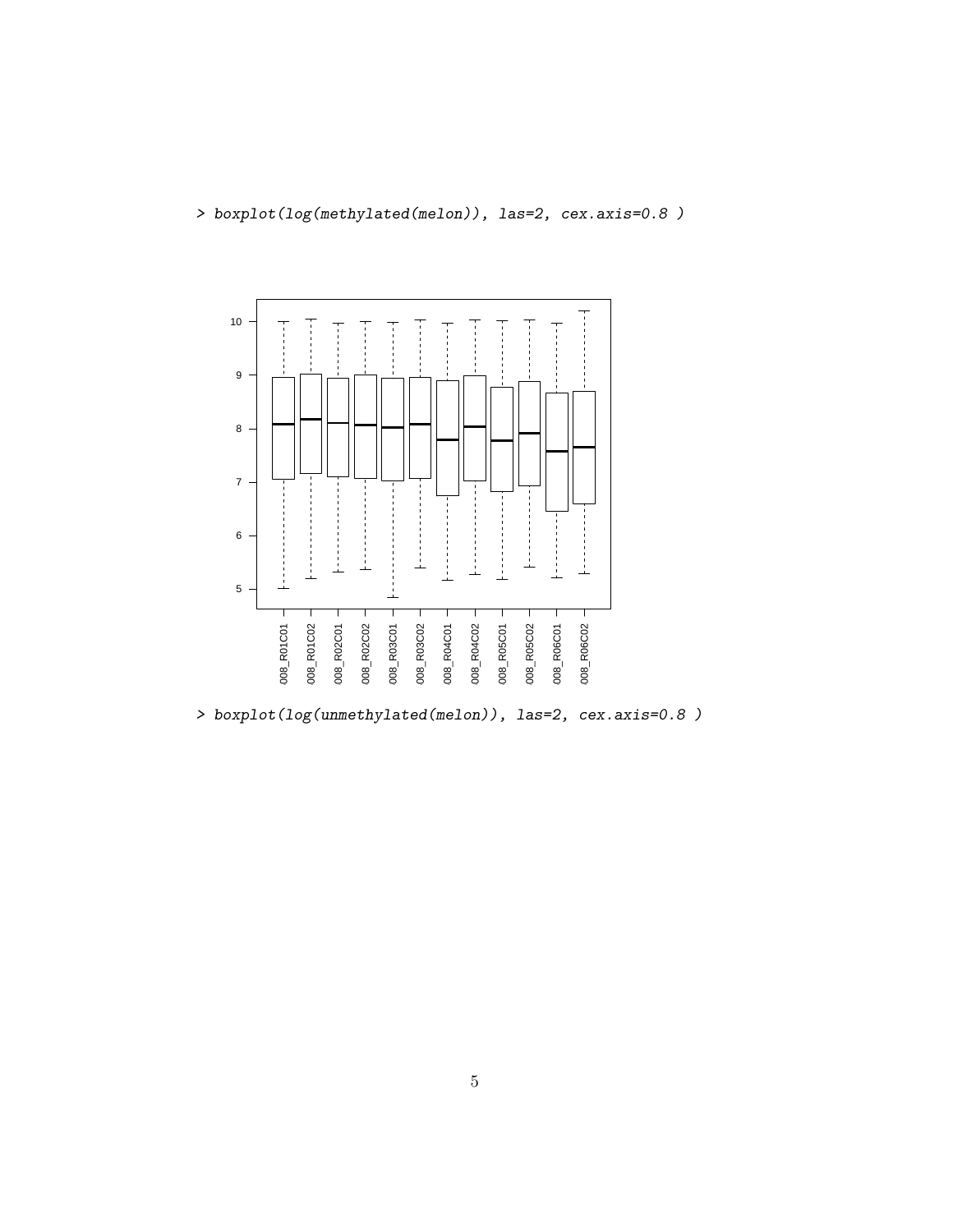```
> boxplot(log(methylated(melon)), las=2, cex.axis=0.8 )
```

```
> boxplot(log(unmethylated(melon)), las=2, cex.axis=0.8 )
```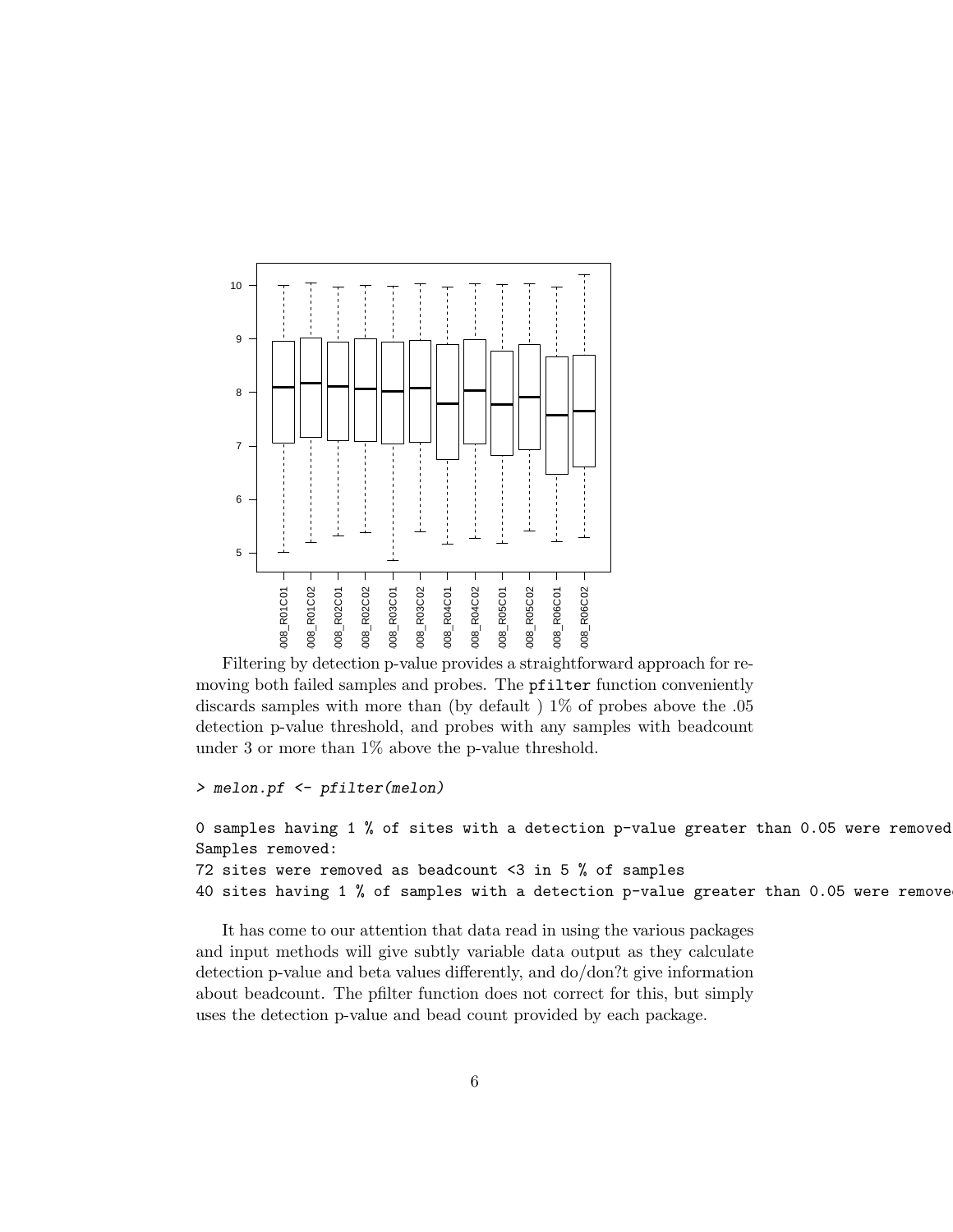Filtering by detection p-value provides a straightforward approach for removing both failed samples and probes. The pfilter function conveniently discards samples with more than (by default ) 1% of probes above the .05 detection p-value threshold, and probes with any samples with beadcount under 3 or more than 1% above the p-value threshold.

```
> melon.pf <- pfilter(melon)

0 samples having 1 % of sites with a detection p-value greater than 0.05 were removed
Samples removed:
72 sites were removed as beadcount <3 in 5 % of samples
40 sites having 1 % of samples with a detection p-value greater than 0.05 were remove
```

It has come to our attention that data read in using the various packages and input methods will give subtly variable data output as they calculate detection p-value and beta values differently, and do/don?t give information about beadcount. The pfilter function does not correct for this, but simply uses the detection p-value and bead count provided by each package.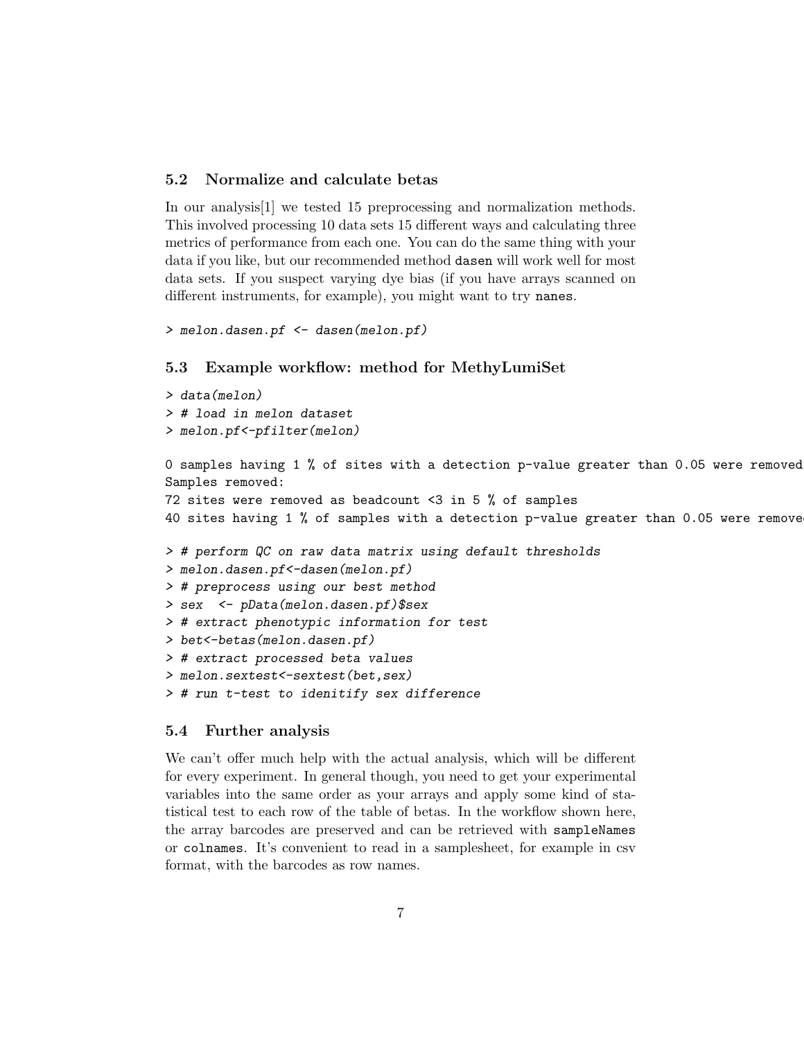## 5.2 Normalize and calculate betas

In our analysis[1] we tested 15 preprocessing and normalization methods. This involved processing 10 data sets 15 different ways and calculating three metrics of performance from each one. You can do the same thing with your data if you like, but our recommended method `dasen` will work well for most data sets. If you suspect varying dye bias (if you have arrays scanned on different instruments, for example), you might want to try `nanes`.

```
> melon.dasen.pf <- dasen(melon.pf)
```

## 5.3 Example workflow: method for MethyLumiSet

```
> data(melon)
> # load in melon dataset
> melon.pf<-pfilter(melon)

0 samples having 1 % of sites with a detection p-value greater than 0.05 were removed
Samples removed:
72 sites were removed as beadcount <3 in 5 % of samples
40 sites having 1 % of samples with a detection p-value greater than 0.05 were removed

> # perform QC on raw data matrix using default thresholds
> melon.dasen.pf<-dasen(melon.pf)
> # preprocess using our best method
> sex  <- pData(melon.dasen.pf)$sex
> # extract phenotypic information for test
> bet<-betas(melon.dasen.pf)
> # extract processed beta values
> melon.sextest<-sextest(bet,sex)
> # run t-test to idenitify sex difference
```

## 5.4 Further analysis

We can't offer much help with the actual analysis, which will be different for every experiment. In general though, you need to get your experimental variables into the same order as your arrays and apply some kind of statistical test to each row of the table of betas. In the workflow shown here, the array barcodes are preserved and can be retrieved with `sampleNames` or `colnames`. It's convenient to read in a samplesheet, for example in csv format, with the barcodes as row names.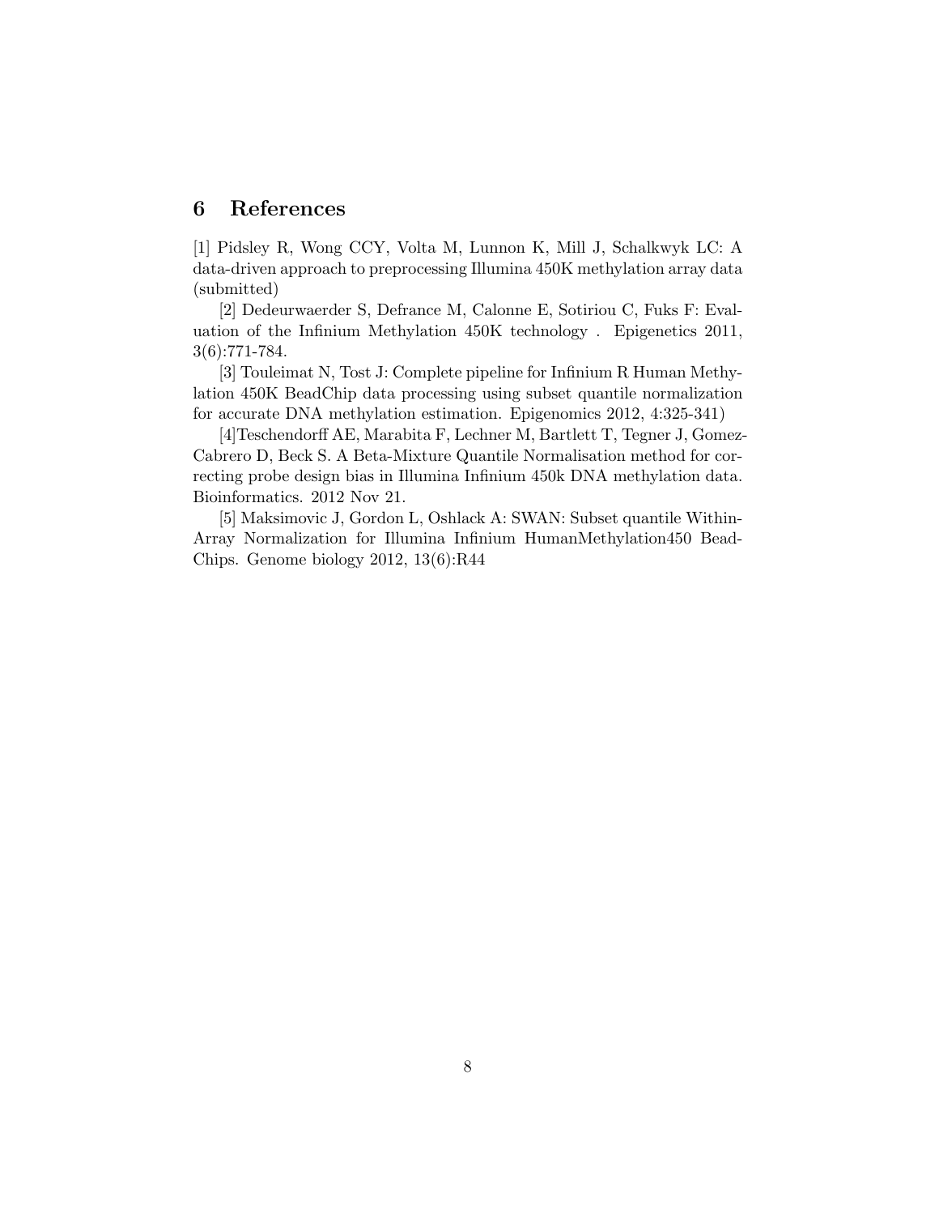# 6 References

[1] Pidsley R, Wong CCY, Volta M, Lunnon K, Mill J, Schalkwyk LC: A data-driven approach to preprocessing Illumina 450K methylation array data (submitted)

[2] Dedeurwaerder S, Defrance M, Calonne E, Sotiriou C, Fuks F: Evaluation of the Infinium Methylation 450K technology . Epigenetics 2011, 3(6):771-784.

[3] Touleimat N, Tost J: Complete pipeline for Infinium R Human Methylation 450K BeadChip data processing using subset quantile normalization for accurate DNA methylation estimation. Epigenomics 2012, 4:325-341)

[4]Teschendorff AE, Marabita F, Lechner M, Bartlett T, Tegner J, Gomez-Cabrero D, Beck S. A Beta-Mixture Quantile Normalisation method for correcting probe design bias in Illumina Infinium 450k DNA methylation data. Bioinformatics. 2012 Nov 21.

[5] Maksimovic J, Gordon L, Oshlack A: SWAN: Subset quantile Within-Array Normalization for Illumina Infinium HumanMethylation450 BeadChips. Genome biology 2012, 13(6):R44